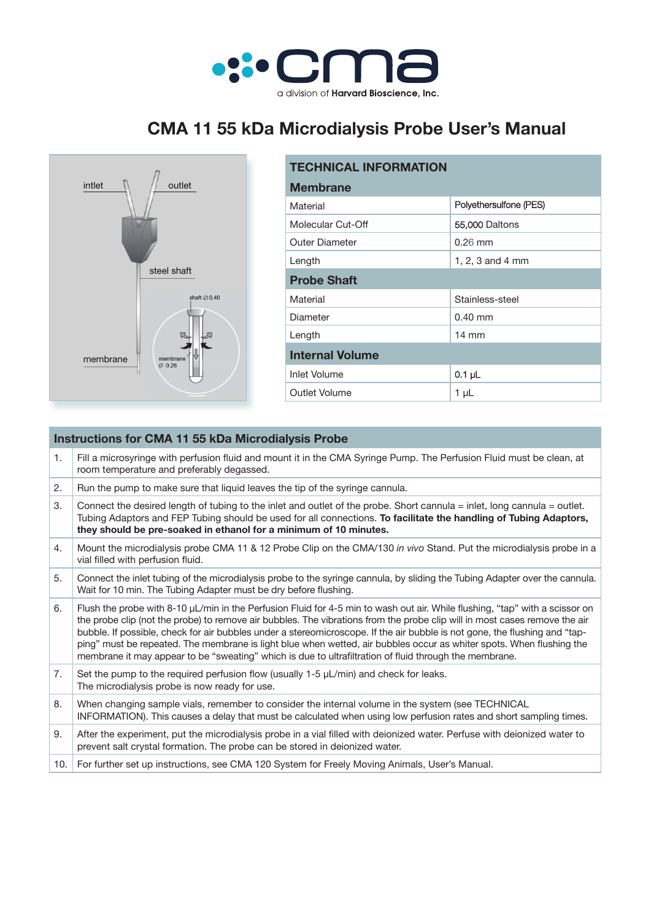# CMA 11 55 kDa Microdialysis Probe User's Manual

| TECHNICAL INFORMATION | |
|---|---|
| **Membrane** | |
| Material | Polyethersulfone (PES) |
| Molecular Cut-Off | 55,000 Daltons |
| Outer Diameter | 0.26 mm |
| Length | 1, 2, 3 and 4 mm |
| **Probe Shaft** | |
| Material | Stainless-steel |
| Diameter | 0.40 mm |
| Length | 14 mm |
| **Internal Volume** | |
| Inlet Volume | 0.1 µL |
| Outlet Volume | 1 µL |

| Instructions for CMA 11 55 kDa Microdialysis Probe | |
|---|---|
| 1. | Fill a microsyringe with perfusion fluid and mount it in the CMA Syringe Pump. The Perfusion Fluid must be clean, at room temperature and preferably degassed. |
| 2. | Run the pump to make sure that liquid leaves the tip of the syringe cannula. |
| 3. | Connect the desired length of tubing to the inlet and outlet of the probe. Short cannula = inlet, long cannula = outlet. Tubing Adaptors and FEP Tubing should be used for all connections. **To facilitate the handling of Tubing Adaptors, they should be pre-soaked in ethanol for a minimum of 10 minutes.** |
| 4. | Mount the microdialysis probe CMA 11 & 12 Probe Clip on the CMA/130 *in vivo* Stand. Put the microdialysis probe in a vial filled with perfusion fluid. |
| 5. | Connect the inlet tubing of the microdialysis probe to the syringe cannula, by sliding the Tubing Adapter over the cannula. Wait for 10 min. The Tubing Adapter must be dry before flushing. |
| 6. | Flush the probe with 8-10 µL/min in the Perfusion Fluid for 4-5 min to wash out air. While flushing, "tap" with a scissor on the probe clip (not the probe) to remove air bubbles. The vibrations from the probe clip will in most cases remove the air bubble. If possible, check for air bubbles under a stereomicroscope. If the air bubble is not gone, the flushing and "tap-ping" must be repeated. The membrane is light blue when wetted, air bubbles occur as whiter spots. When flushing the membrane it may appear to be "sweating" which is due to ultrafiltration of fluid through the membrane. |
| 7. | Set the pump to the required perfusion flow (usually 1-5 µL/min) and check for leaks. The microdialysis probe is now ready for use. |
| 8. | When changing sample vials, remember to consider the internal volume in the system (see TECHNICAL INFORMATION). This causes a delay that must be calculated when using low perfusion rates and short sampling times. |
| 9. | After the experiment, put the microdialysis probe in a vial filled with deionized water. Perfuse with deionized water to prevent salt crystal formation. The probe can be stored in deionized water. |
| 10. | For further set up instructions, see CMA 120 System for Freely Moving Animals, User's Manual. |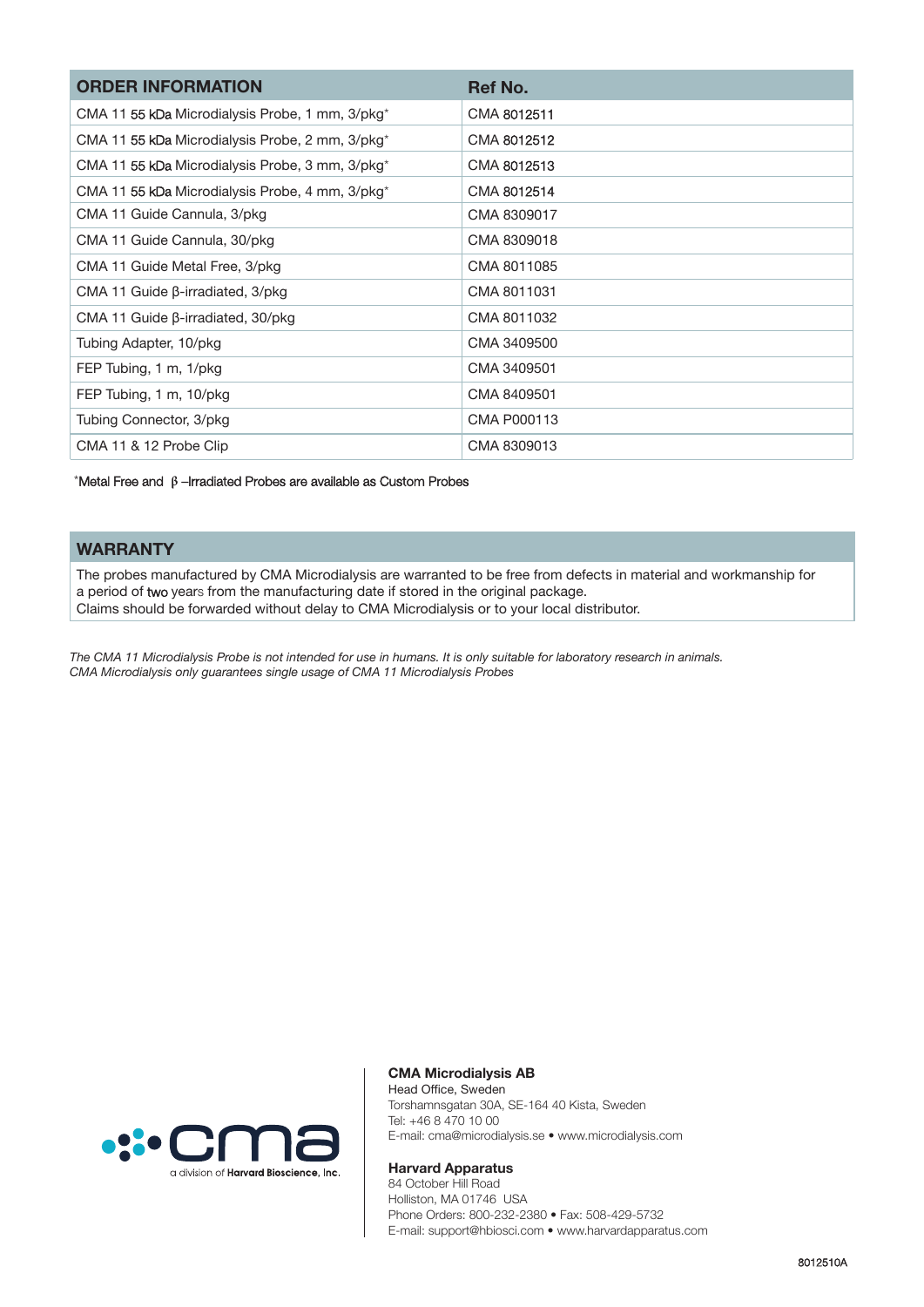| ORDER INFORMATION | Ref No. |
|---|---|
| CMA 11 55 kDa Microdialysis Probe, 1 mm, 3/pkg* | CMA 8012511 |
| CMA 11 55 kDa Microdialysis Probe, 2 mm, 3/pkg* | CMA 8012512 |
| CMA 11 55 kDa Microdialysis Probe, 3 mm, 3/pkg* | CMA 8012513 |
| CMA 11 55 kDa Microdialysis Probe, 4 mm, 3/pkg* | CMA 8012514 |
| CMA 11 Guide Cannula, 3/pkg | CMA 8309017 |
| CMA 11 Guide Cannula, 30/pkg | CMA 8309018 |
| CMA 11 Guide Metal Free, 3/pkg | CMA 8011085 |
| CMA 11 Guide β-irradiated, 3/pkg | CMA 8011031 |
| CMA 11 Guide β-irradiated, 30/pkg | CMA 8011032 |
| Tubing Adapter, 10/pkg | CMA 3409500 |
| FEP Tubing, 1 m, 1/pkg | CMA 3409501 |
| FEP Tubing, 1 m, 10/pkg | CMA 8409501 |
| Tubing Connector, 3/pkg | CMA P000113 |
| CMA 11 & 12 Probe Clip | CMA 8309013 |

*Metal Free and β –Irradiated Probes are available as Custom Probes

## WARRANTY

The probes manufactured by CMA Microdialysis are warranted to be free from defects in material and workmanship for a period of two years from the manufacturing date if stored in the original package.
Claims should be forwarded without delay to CMA Microdialysis or to your local distributor.

*The CMA 11 Microdialysis Probe is not intended for use in humans. It is only suitable for laboratory research in animals.*
*CMA Microdialysis only guarantees single usage of CMA 11 Microdialysis Probes*

cma
a division of **Harvard Bioscience, Inc.**

**CMA Microdialysis AB**
Head Office, Sweden
Torshamnsgatan 30A, SE-164 40 Kista, Sweden
Tel: +46 8 470 10 00
E-mail: cma@microdialysis.se • www.microdialysis.com

**Harvard Apparatus**
84 October Hill Road
Holliston, MA 01746 USA
Phone Orders: 800-232-2380 • Fax: 508-429-5732
E-mail: support@hbiosci.com • www.harvardapparatus.com

8012510A